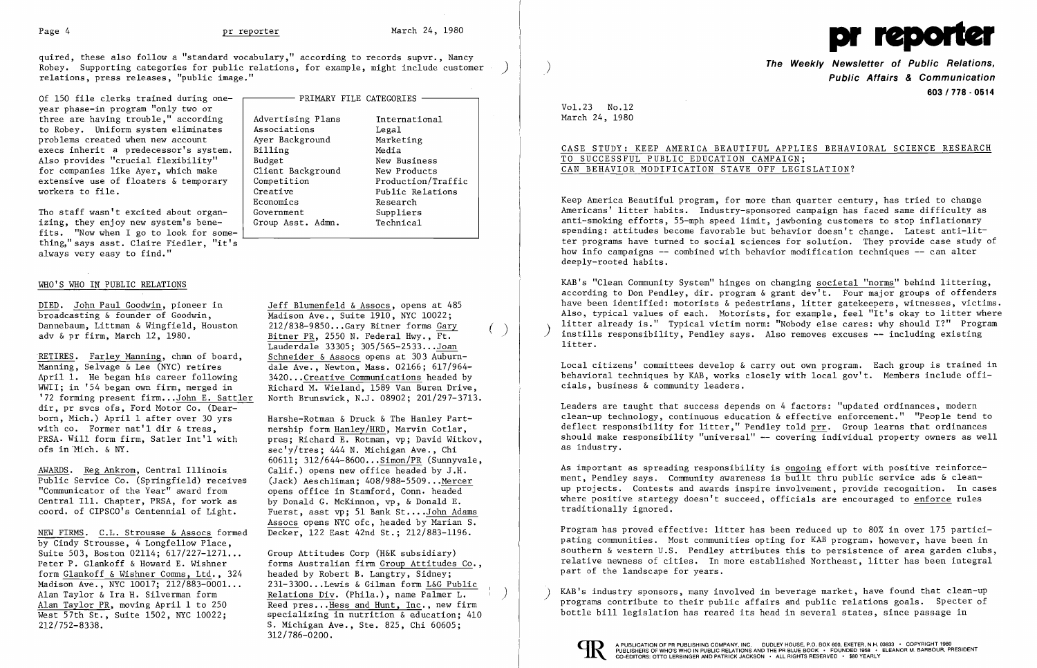quired, these also follow a "standard vocabulary," according to records supvr., Nancy Robey. Supporting categories for public relations, for example, might include customer relations, press releases, "public image."

Of 150 file clerks trained during one-year phase-in program "only two or three are having trouble," according to Robey. Uniform system eliminates problems created when new account execs inherit a predecessor's system. Also provides "crucial flexibility" for companies like Ayer, which make extensive use of floaters & temporary workers to file.

Tho staff wasn't excited about organizing, they enjoy new system's benefits. "Now when I go to look for something," says asst. Claire Fiedler, "it's always very easy to find."

| PRIMARY FILE CATEGORIES | |
|---|---|
| Advertising Plans | International |
| Associations | Legal |
| Ayer Background | Marketing |
| Billing | Media |
| Budget | New Business |
| Client Background | New Products |
| Competition | Production/Traffic |
| Creative | Public Relations |
| Economics | Research |
| Government | Suppliers |
| Group Asst. Admn. | Technical |

## WHO'S WHO IN PUBLIC RELATIONS

DIED. John Paul Goodwin, pioneer in broadcasting & founder of Goodwin, Dannebaum, Littman & Wingfield, Houston adv & pr firm, March 12, 1980.

RETIRES. Farley Manning, chmn of board, Manning, Selvage & Lee (NYC) retires April 1. He began his career following WWII; in '54 began own firm, merged in '72 forming present firm...John E. Sattler dir, pr svcs ofs, Ford Motor Co. (Dearborn, Mich.) April 1 after over 30 yrs with co. Former nat'l dir & treas, PRSA. Will form firm, Satler Int'l with ofs in Mich. & NY.

AWARDS. Reg Ankrom, Central Illinois Public Service Co. (Springfield) receives "Communicator of the Year" award from Central Ill. Chapter, PRSA, for work as coord. of CIPSCO's Centennial of Light.

NEW FIRMS. C.L. Strousse & Assocs formed by Cindy Strousse, 4 Longfellow Place, Suite 503, Boston 02114; 617/227-1271... Peter P. Glankoff & Howard E. Wishner form Glankoff & Wishner Comns, Ltd., 324 Madison Ave., NYC 10017; 212/883-0001... Alan Taylor & Ira H. Silverman form Alan Taylor PR, moving April 1 to 250 West 57th St., Suite 1502, NYC 10022; 212/752-8338.

Jeff Blumenfeld & Assocs, opens at 485 Madison Ave., Suite 1910, NYC 10022; 212/838-9850...Gary Bitner forms Gary Bitner PR, 2550 N. Federal Hwy., Ft. Lauderdale 33305; 305/565-2533...Joan Schneider & Assocs opens at 303 Auburndale Ave., Newton, Mass. 02166; 617/964-3420...Creative Communications headed by Richard M. Wieland, 1589 Van Buren Drive, North Brunswick, N.J. 08902; 201/297-3713.

Harshe-Rotman & Druck & The Hanley Partnership form Hanley/HRD, Marvin Cotlar, pres; Richard E. Rotman, vp; David Witkov, sec'y/tres; 444 N. Michigan Ave., Chi 60611; 312/644-8600...Simon/PR (Sunnyvale, Calif.) opens new office headed by J.H. (Jack) Aeschliman; 408/988-5509...Mercer opens office in Stamford, Conn. headed by Donald G. McKinnon, vp, & Donald E. Fuerst, asst vp; 51 Bank St....John Adams Assocs opens NYC ofc, headed by Marian S. Decker, 122 East 42nd St.; 212/883-1196.

Group Attitudes Corp (H&K subsidiary) forms Australian firm Group Attitudes Co., headed by Robert B. Langtry, Sidney; 231-3300...Lewis & Gilman form L&G Public Relations Div. (Phila.), name Palmer L. Reed pres...Hess and Hunt, Inc., new firm specializing in nutrition & education; 410 S. Michigan Ave., Ste. 825, Chi 60605; 312/786-0200.

# pr reporter

**The Weekly Newsletter of Public Relations, Public Affairs & Communication**

**603 / 778 - 0514**

Vol.23 No.12
March 24, 1980

## CASE STUDY: KEEP AMERICA BEAUTIFUL APPLIES BEHAVIORAL SCIENCE RESEARCH TO SUCCESSFUL PUBLIC EDUCATION CAMPAIGN; CAN BEHAVIOR MODIFICATION STAVE OFF LEGISLATION?

Keep America Beautiful program, for more than quarter century, has tried to change Americans' litter habits. Industry-sponsored campaign has faced same difficulty as anti-smoking efforts, 55-mph speed limit, jawboning customers to stop inflationary spending: attitudes become favorable but behavior doesn't change. Latest anti-litter programs have turned to social sciences for solution. They provide case study of how info campaigns -- combined with behavior modification techniques -- can alter deeply-rooted habits.

KAB's "Clean Community System" hinges on changing societal "norms" behind littering, according to Don Pendley, dir. program & grant dev't. Four major groups of offenders have been identified: motorists & pedestrians, litter gatekeepers, witnesses, victims. Also, typical values of each. Motorists, for example, feel "It's okay to litter where litter already is." Typical victim norm: "Nobody else cares: why should I?" Program instills responsibility, Pendley says. Also removes excuses -- including existing litter.

Local citizens' committees develop & carry out own program. Each group is trained in behavioral techniques by KAB, works closely with local gov't. Members include officials, business & community leaders.

Leaders are taught that success depends on 4 factors: "updated ordinances, modern clean-up technology, continuous education & effective enforcement." "People tend to deflect responsibility for litter," Pendley told prr. Group learns that ordinances should make responsibility "universal" -- covering individual property owners as well as industry.

As important as spreading responsibility is ongoing effort with positive reinforcement, Pendley says. Community awareness is built thru public service ads & clean-up projects. Contests and awards inspire involvement, provide recognition. In cases where positive startegy doesn't succeed, officials are encouraged to enforce rules traditionally ignored.

Program has proved effective: litter has been reduced up to 80% in over 175 participating communities. Most communities opting for KAB program, however, have been in southern & western U.S. Pendley attributes this to persistence of area garden clubs, relative newness of cities. In more established Northeast, litter has been integral part of the landscape for years.

KAB's industry sponsors, many involved in beverage market, have found that clean-up programs contribute to their public affairs and public relations goals. Specter of bottle bill legislation has reared its head in several states, since passage in

A PUBLICATION OF PR PUBLISHING COMPANY, INC. DUDLEY HOUSE, P.O. BOX 600, EXETER, N.H. 03833 • COPYRIGHT 1980 PUBLISHERS OF WHO'S WHO IN PUBLIC RELATIONS AND THE PR BLUE BOOK • FOUNDED 1958 • ELEANOR M. BARBOUR, PRESIDENT CO-EDITORS: OTTO LERBINGER AND PATRICK JACKSON • ALL RIGHTS RESERVED • $80 YEARLY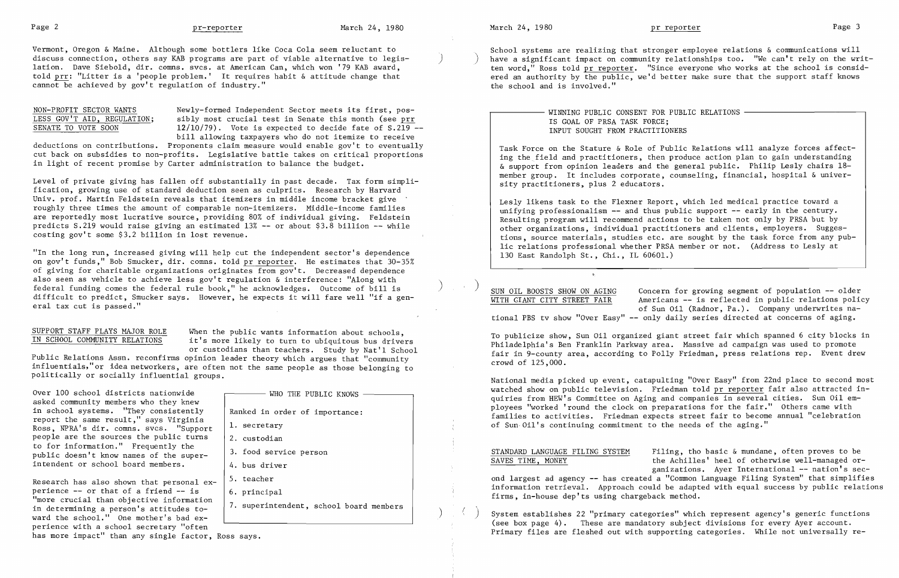Vermont, Oregon & Maine. Although some bottlers like Coca Cola seem reluctant to discuss connection, others say KAB programs are part of viable alternative to legislation. Dave Siebold, dir. comns. svcs. at American Can, which won '79 KAB award, told prr: "Litter is a 'people problem.' It requires habit & attitude change that cannot be achieved by gov't regulation of industry."

**NON-PROFIT SECTOR WANTS LESS GOV'T AID, REGULATION; SENATE TO VOTE SOON**

Newly-formed Independent Sector meets its first, possibly most crucial test in Senate this month (see prr 12/10/79). Vote is expected to decide fate of S.219 -- bill allowing taxpayers who do not itemize to receive deductions on contributions. Proponents claim measure would enable gov't to eventually cut back on subsidies to non-profits. Legislative battle takes on critical proportions in light of recent promise by Carter administration to balance the budget.

Level of private giving has fallen off substantially in past decade. Tax form simplification, growing use of standard deduction seen as culprits. Research by Harvard Univ. prof. Martin Feldstein reveals that itemizers in middle income bracket give roughly three times the amount of comparable non-itemizers. Middle-income families are reportedly most lucrative source, providing 80% of individual giving. Feldstein predicts S.219 would raise giving an estimated 13% -- or about $3.8 billion -- while costing gov't some $3.2 billion in lost revenue.

"In the long run, increased giving will help cut the independent sector's dependence on gov't funds," Bob Smucker, dir. comns. told pr reporter. He estimates that 30-35% of giving for charitable organizations originates from gov't. Decreased dependence also seen as vehicle to achieve less gov't regulation & interference: "Along with federal funding comes the federal rule book," he acknowledges. Outcome of bill is difficult to predict, Smucker says. However, he expects it will fare well "if a general tax cut is passed."

**SUPPORT STAFF PLAYS MAJOR ROLE IN SCHOOL COMMUNITY RELATIONS**

When the public wants information about schools, it's more likely to turn to ubiquitous bus drivers or custodians than teachers. Study by Nat'l School Public Relations Assn. reconfirms opinion leader theory which argues that "community influentials," or idea networkers, are often not the same people as those belonging to politically or socially influential groups.

Over 100 school districts nationwide asked community members who they knew in school systems. "They consistently report the same result," says Virginia Ross, NPRA's dir. comns. svcs. "Support people are the sources the public turns to for information." Frequently the public doesn't know names of the superintendent or school board members.

**WHO THE PUBLIC KNOWS**

Ranked in order of importance:

1. secretary
2. custodian
3. food service person
4. bus driver
5. teacher
6. principal
7. superintendent, school board members

Research has also shown that personal experience -- or that of a friend -- is "more crucial than objective information in determining a person's attitudes toward the school." One mother's bad experience with a school secretary "often has more impact" than any single factor, Ross says.

School systems are realizing that stronger employee relations & communications will have a significant impact on community relationships too. "We can't rely on the written word," Ross told pr reporter. "Since everyone who works at the school is considered an authority by the public, we'd better make sure that the support staff knows the school and is involved."

**WINNING PUBLIC CONSENT FOR PUBLIC RELATIONS IS GOAL OF PRSA TASK FORCE; INPUT SOUGHT FROM PRACTITIONERS**

Task Force on the Stature & Role of Public Relations will analyze forces affecting the field and practitioners, then produce action plan to gain understanding & support from opinion leaders and the general public. Philip Lesly chairs 18-member group. It includes corporate, counseling, financial, hospital & university practitioners, plus 2 educators.

Lesly likens task to the Flexner Report, which led medical practice toward a unifying professionalism -- and thus public support -- early in the century. Resulting program will recommend actions to be taken not only by PRSA but by other organizations, individual practitioners and clients, employers. Suggestions, source materials, studies etc. are sought by the task force from any public relations professional whether PRSA member or not. (Address to Lesly at 130 East Randolph St., Chi., IL 60601.)

**SUN OIL BOOSTS SHOW ON AGING WITH GIANT CITY STREET FAIR**

Concern for growing segment of population -- older Americans -- is reflected in public relations policy of Sun Oil (Radnor, Pa.). Company underwrites national PBS tv show "Over Easy" -- only daily series directed at concerns of aging.

To publicize show, Sun Oil organized giant street fair which spanned 6 city blocks in Philadelphia's Ben Franklin Parkway area. Massive ad campaign was used to promote fair in 9-county area, according to Polly Friedman, press relations rep. Event drew crowd of 125,000.

National media picked up event, catapulting "Over Easy" from 22nd place to second most watched show on public television. Friedman told pr reporter fair also attracted inquiries from HEW's Committee on Aging and companies in several cities. Sun Oil employees "worked 'round the clock on preparations for the fair." Others came with families to activities. Friedman expects street fair to become annual "celebration of Sun Oil's continuing commitment to the needs of the aging."

**STANDARD LANGUAGE FILING SYSTEM SAVES TIME, MONEY**

Filing, tho basic & mundane, often proves to be the Achilles' heel of otherwise well-managed organizations. Ayer International -- nation's second largest ad agency -- has created a "Common Language Filing System" that simplifies information retrieval. Approach could be adapted with equal success by public relations firms, in-house dep'ts using chargeback method.

System establishes 22 "primary categories" which represent agency's generic functions (see box page 4). These are mandatory subject divisions for every Ayer account. Primary files are fleshed out with supporting categories. While not universally re-